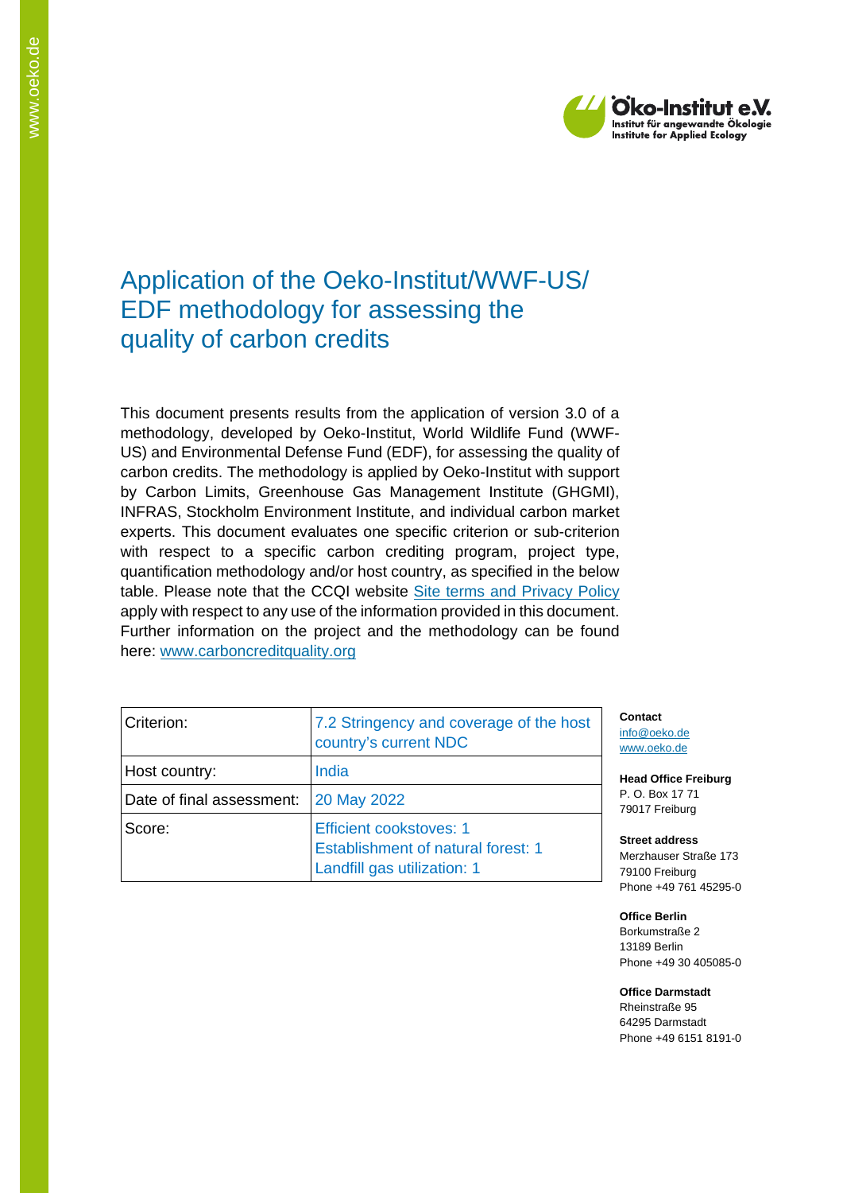# Application of the Oeko-Institut/WWF-US/EDF methodology for assessing the quality of carbon credits

This document presents results from the application of version 3.0 of a methodology, developed by Oeko-Institut, World Wildlife Fund (WWF-US) and Environmental Defense Fund (EDF), for assessing the quality of carbon credits. The methodology is applied by Oeko-Institut with support by Carbon Limits, Greenhouse Gas Management Institute (GHGMI), INFRAS, Stockholm Environment Institute, and individual carbon market experts. This document evaluates one specific criterion or sub-criterion with respect to a specific carbon crediting program, project type, quantification methodology and/or host country, as specified in the below table. Please note that the CCQI website [Site terms and Privacy Policy](Site terms and Privacy Policy) apply with respect to any use of the information provided in this document. Further information on the project and the methodology can be found here: [www.carboncreditquality.org](www.carboncreditquality.org)

| Criterion: | 7.2 Stringency and coverage of the host country's current NDC |
|---|---|
| Host country: | India |
| Date of final assessment: | 20 May 2022 |
| Score: | Efficient cookstoves: 1<br>Establishment of natural forest: 1<br>Landfill gas utilization: 1 |

**Contact**
info@oeko.de
www.oeko.de

**Head Office Freiburg**
P. O. Box 17 71
79017 Freiburg

**Street address**
Merzhauser Straße 173
79100 Freiburg
Phone +49 761 45295-0

**Office Berlin**
Borkumstraße 2
13189 Berlin
Phone +49 30 405085-0

**Office Darmstadt**
Rheinstraße 95
64295 Darmstadt
Phone +49 6151 8191-0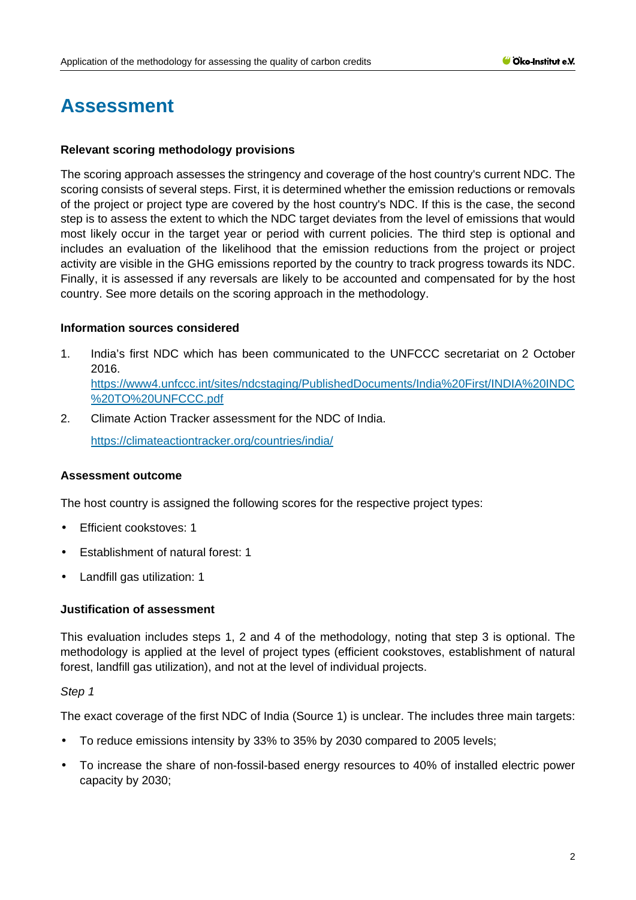# Assessment

**Relevant scoring methodology provisions**

The scoring approach assesses the stringency and coverage of the host country's current NDC. The scoring consists of several steps. First, it is determined whether the emission reductions or removals of the project or project type are covered by the host country's NDC. If this is the case, the second step is to assess the extent to which the NDC target deviates from the level of emissions that would most likely occur in the target year or period with current policies. The third step is optional and includes an evaluation of the likelihood that the emission reductions from the project or project activity are visible in the GHG emissions reported by the country to track progress towards its NDC. Finally, it is assessed if any reversals are likely to be accounted and compensated for by the host country. See more details on the scoring approach in the methodology.

**Information sources considered**

1. India's first NDC which has been communicated to the UNFCCC secretariat on 2 October 2016.
   https://www4.unfccc.int/sites/ndcstaging/PublishedDocuments/India%20First/INDIA%20INDC%20TO%20UNFCCC.pdf
2. Climate Action Tracker assessment for the NDC of India.
   https://climateactiontracker.org/countries/india/

**Assessment outcome**

The host country is assigned the following scores for the respective project types:

- Efficient cookstoves: 1
- Establishment of natural forest: 1
- Landfill gas utilization: 1

**Justification of assessment**

This evaluation includes steps 1, 2 and 4 of the methodology, noting that step 3 is optional. The methodology is applied at the level of project types (efficient cookstoves, establishment of natural forest, landfill gas utilization), and not at the level of individual projects.

*Step 1*

The exact coverage of the first NDC of India (Source 1) is unclear. The includes three main targets:

- To reduce emissions intensity by 33% to 35% by 2030 compared to 2005 levels;
- To increase the share of non-fossil-based energy resources to 40% of installed electric power capacity by 2030;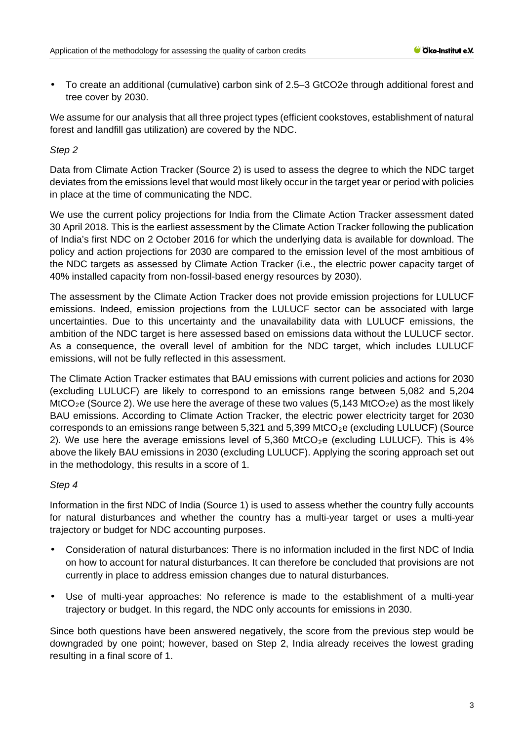- To create an additional (cumulative) carbon sink of 2.5–3 GtCO2e through additional forest and tree cover by 2030.

We assume for our analysis that all three project types (efficient cookstoves, establishment of natural forest and landfill gas utilization) are covered by the NDC.

*Step 2*

Data from Climate Action Tracker (Source 2) is used to assess the degree to which the NDC target deviates from the emissions level that would most likely occur in the target year or period with policies in place at the time of communicating the NDC.

We use the current policy projections for India from the Climate Action Tracker assessment dated 30 April 2018. This is the earliest assessment by the Climate Action Tracker following the publication of India's first NDC on 2 October 2016 for which the underlying data is available for download. The policy and action projections for 2030 are compared to the emission level of the most ambitious of the NDC targets as assessed by Climate Action Tracker (i.e., the electric power capacity target of 40% installed capacity from non-fossil-based energy resources by 2030).

The assessment by the Climate Action Tracker does not provide emission projections for LULUCF emissions. Indeed, emission projections from the LULUCF sector can be associated with large uncertainties. Due to this uncertainty and the unavailability data with LULUCF emissions, the ambition of the NDC target is here assessed based on emissions data without the LULUCF sector. As a consequence, the overall level of ambition for the NDC target, which includes LULUCF emissions, will not be fully reflected in this assessment.

The Climate Action Tracker estimates that BAU emissions with current policies and actions for 2030 (excluding LULUCF) are likely to correspond to an emissions range between 5,082 and 5,204 $MtCO_2e$ (Source 2). We use here the average of these two values (5,143 $MtCO_2e$) as the most likely BAU emissions. According to Climate Action Tracker, the electric power electricity target for 2030 corresponds to an emissions range between 5,321 and 5,399 $MtCO_2e$ (excluding LULUCF) (Source 2). We use here the average emissions level of 5,360 $MtCO_2e$ (excluding LULUCF). This is 4% above the likely BAU emissions in 2030 (excluding LULUCF). Applying the scoring approach set out in the methodology, this results in a score of 1.

*Step 4*

Information in the first NDC of India (Source 1) is used to assess whether the country fully accounts for natural disturbances and whether the country has a multi-year target or uses a multi-year trajectory or budget for NDC accounting purposes.

- Consideration of natural disturbances: There is no information included in the first NDC of India on how to account for natural disturbances. It can therefore be concluded that provisions are not currently in place to address emission changes due to natural disturbances.
- Use of multi-year approaches: No reference is made to the establishment of a multi-year trajectory or budget. In this regard, the NDC only accounts for emissions in 2030.

Since both questions have been answered negatively, the score from the previous step would be downgraded by one point; however, based on Step 2, India already receives the lowest grading resulting in a final score of 1.